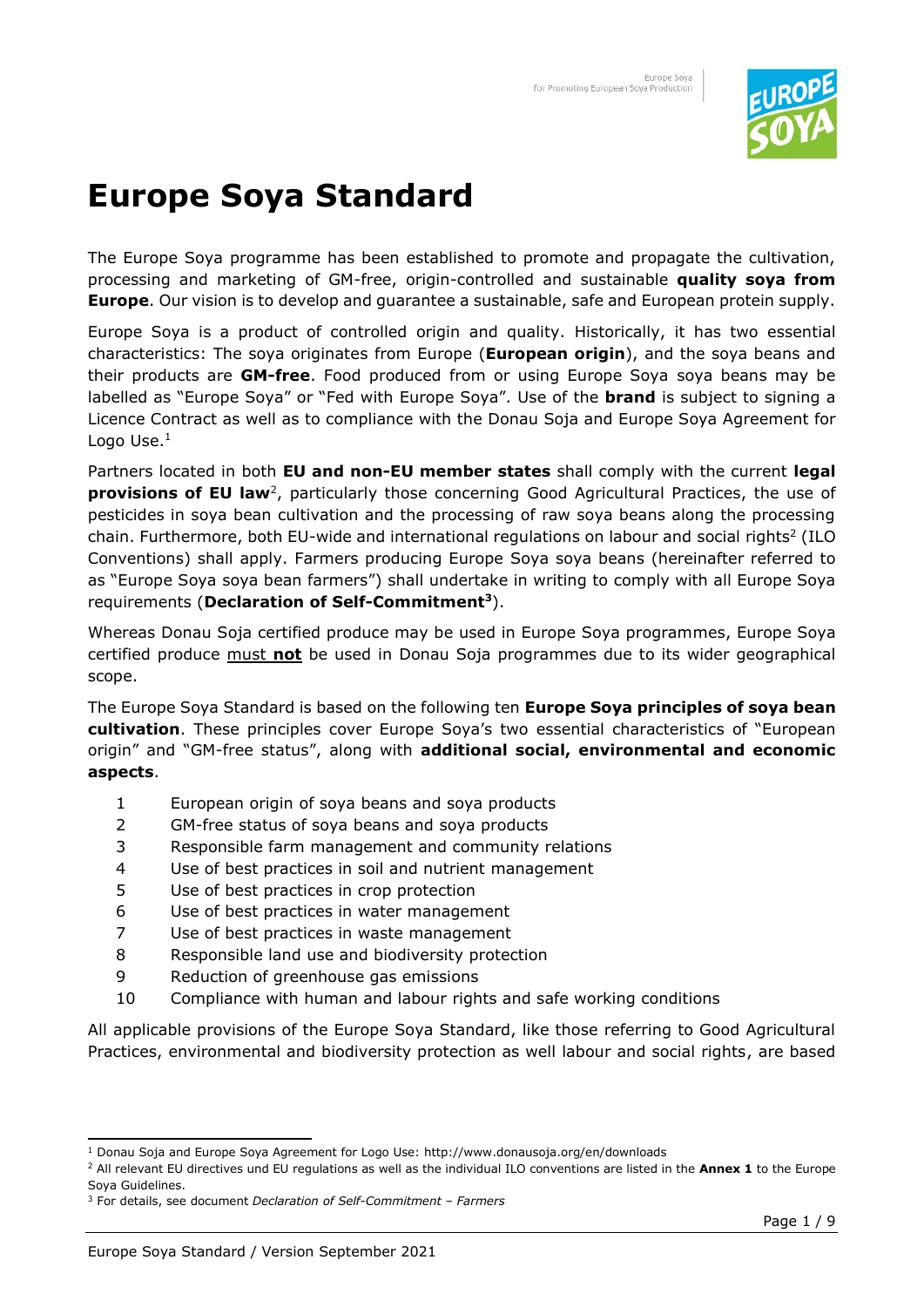# Europe Soya Standard

The Europe Soya programme has been established to promote and propagate the cultivation, processing and marketing of GM-free, origin-controlled and sustainable **quality soya from Europe**. Our vision is to develop and guarantee a sustainable, safe and European protein supply.

Europe Soya is a product of controlled origin and quality. Historically, it has two essential characteristics: The soya originates from Europe (**European origin**), and the soya beans and their products are **GM-free**. Food produced from or using Europe Soya soya beans may be labelled as "Europe Soya" or "Fed with Europe Soya". Use of the **brand** is subject to signing a Licence Contract as well as to compliance with the Donau Soja and Europe Soya Agreement for Logo Use.[1]

Partners located in both **EU and non-EU member states** shall comply with the current **legal provisions of EU law**[2], particularly those concerning Good Agricultural Practices, the use of pesticides in soya bean cultivation and the processing of raw soya beans along the processing chain. Furthermore, both EU-wide and international regulations on labour and social rights[2] (ILO Conventions) shall apply. Farmers producing Europe Soya soya beans (hereinafter referred to as "Europe Soya soya bean farmers") shall undertake in writing to comply with all Europe Soya requirements (**Declaration of Self-Commitment[3]**).

Whereas Donau Soja certified produce may be used in Europe Soya programmes, Europe Soya certified produce <u>must **not**</u> be used in Donau Soja programmes due to its wider geographical scope.

The Europe Soya Standard is based on the following ten **Europe Soya principles of soya bean cultivation**. These principles cover Europe Soya's two essential characteristics of "European origin" and "GM-free status", along with **additional social, environmental and economic aspects**.

1. European origin of soya beans and soya products
2. GM-free status of soya beans and soya products
3. Responsible farm management and community relations
4. Use of best practices in soil and nutrient management
5. Use of best practices in crop protection
6. Use of best practices in water management
7. Use of best practices in waste management
8. Responsible land use and biodiversity protection
9. Reduction of greenhouse gas emissions
10. Compliance with human and labour rights and safe working conditions

All applicable provisions of the Europe Soya Standard, like those referring to Good Agricultural Practices, environmental and biodiversity protection as well labour and social rights, are based

---

[1] Donau Soja and Europe Soya Agreement for Logo Use: http://www.donausoja.org/en/downloads

[2] All relevant EU directives und EU regulations as well as the individual ILO conventions are listed in the **Annex 1** to the Europe Soya Guidelines.

[3] For details, see document *Declaration of Self-Commitment – Farmers*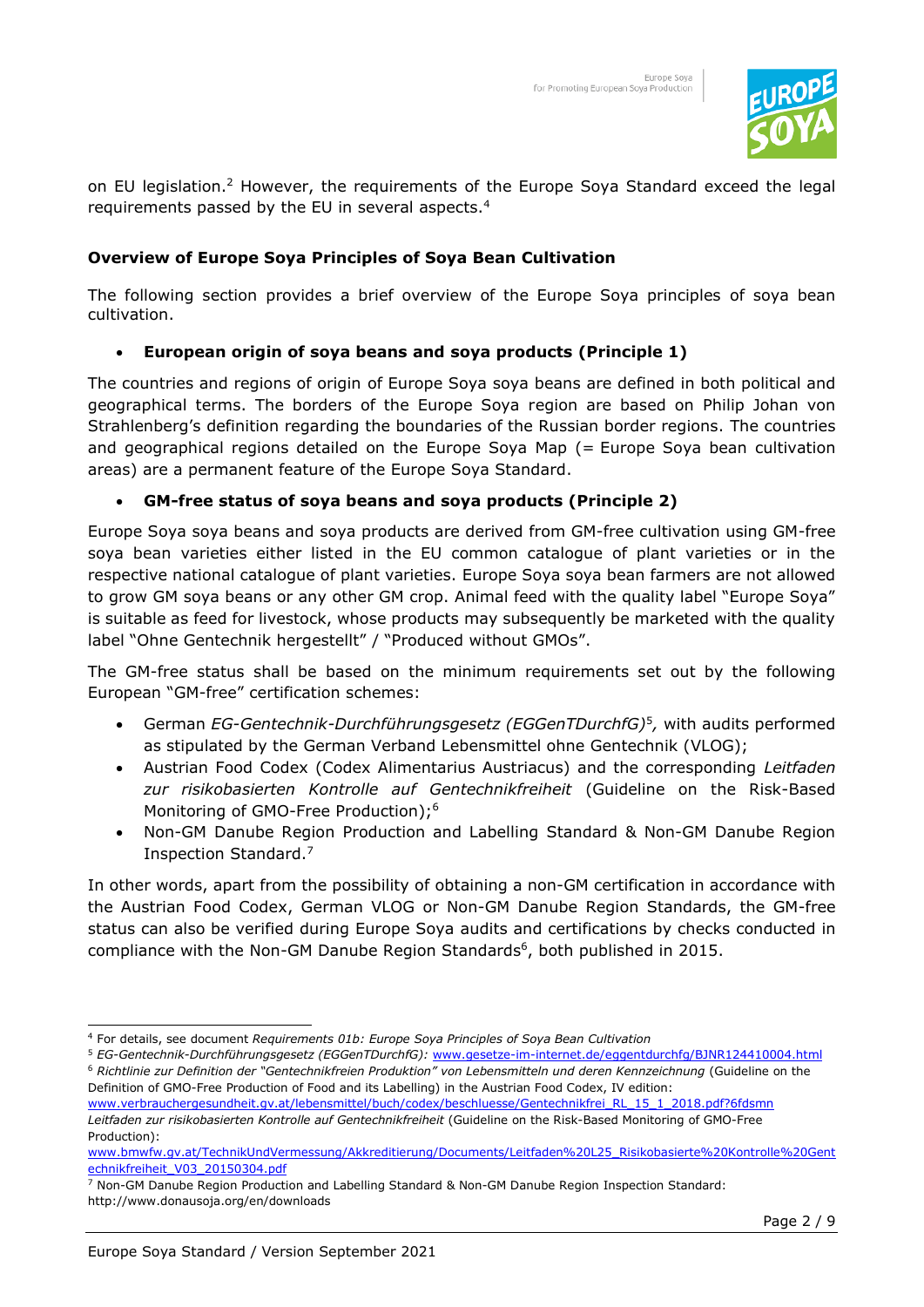on EU legislation.[2] However, the requirements of the Europe Soya Standard exceed the legal requirements passed by the EU in several aspects.[4]

**Overview of Europe Soya Principles of Soya Bean Cultivation**

The following section provides a brief overview of the Europe Soya principles of soya bean cultivation.

- **European origin of soya beans and soya products (Principle 1)**

The countries and regions of origin of Europe Soya soya beans are defined in both political and geographical terms. The borders of the Europe Soya region are based on Philip Johan von Strahlenberg's definition regarding the boundaries of the Russian border regions. The countries and geographical regions detailed on the Europe Soya Map (= Europe Soya bean cultivation areas) are a permanent feature of the Europe Soya Standard.

- **GM-free status of soya beans and soya products (Principle 2)**

Europe Soya soya beans and soya products are derived from GM-free cultivation using GM-free soya bean varieties either listed in the EU common catalogue of plant varieties or in the respective national catalogue of plant varieties. Europe Soya soya bean farmers are not allowed to grow GM soya beans or any other GM crop. Animal feed with the quality label "Europe Soya" is suitable as feed for livestock, whose products may subsequently be marketed with the quality label "Ohne Gentechnik hergestellt" / "Produced without GMOs".

The GM-free status shall be based on the minimum requirements set out by the following European "GM-free" certification schemes:

- German *EG-Gentechnik-Durchführungsgesetz (EGGenTDurchfG)*[5], with audits performed as stipulated by the German Verband Lebensmittel ohne Gentechnik (VLOG);
- Austrian Food Codex (Codex Alimentarius Austriacus) and the corresponding *Leitfaden zur risikobasierten Kontrolle auf Gentechnikfreiheit* (Guideline on the Risk-Based Monitoring of GMO-Free Production);[6]
- Non-GM Danube Region Production and Labelling Standard & Non-GM Danube Region Inspection Standard.[7]

In other words, apart from the possibility of obtaining a non-GM certification in accordance with the Austrian Food Codex, German VLOG or Non-GM Danube Region Standards, the GM-free status can also be verified during Europe Soya audits and certifications by checks conducted in compliance with the Non-GM Danube Region Standards[6], both published in 2015.

---

[4] For details, see document *Requirements 01b: Europe Soya Principles of Soya Bean Cultivation*

[5] *EG-Gentechnik-Durchführungsgesetz (EGGenTDurchfG):* www.gesetze-im-internet.de/eggentdurchfg/BJNR124410004.html

[6] *Richtlinie zur Definition der "Gentechnikfreien Produktion" von Lebensmitteln und deren Kennzeichnung* (Guideline on the Definition of GMO-Free Production of Food and its Labelling) in the Austrian Food Codex, IV edition: www.verbrauchergesundheit.gv.at/lebensmittel/buch/codex/beschluesse/Gentechnikfrei_RL_15_1_2018.pdf?6fdsmn
*Leitfaden zur risikobasierten Kontrolle auf Gentechnikfreiheit* (Guideline on the Risk-Based Monitoring of GMO-Free Production):
www.bmwfw.gv.at/TechnikUndVermessung/Akkreditierung/Documents/Leitfaden%20L25_Risikobasierte%20Kontrolle%20Gentechnikfreiheit_V03_20150304.pdf

[7] Non-GM Danube Region Production and Labelling Standard & Non-GM Danube Region Inspection Standard: http://www.donausoja.org/en/downloads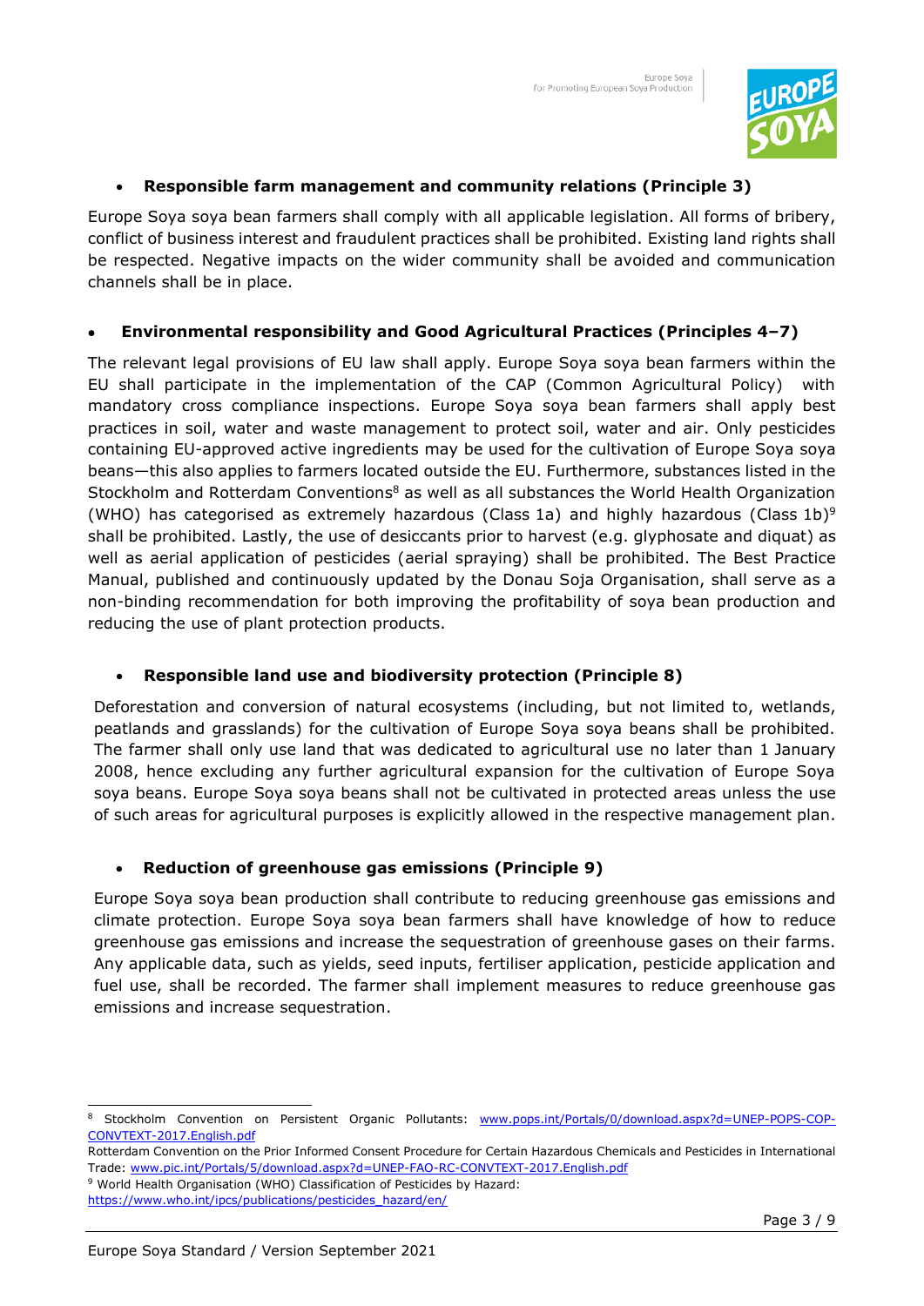- **Responsible farm management and community relations (Principle 3)**

Europe Soya soya bean farmers shall comply with all applicable legislation. All forms of bribery, conflict of business interest and fraudulent practices shall be prohibited. Existing land rights shall be respected. Negative impacts on the wider community shall be avoided and communication channels shall be in place.

- **Environmental responsibility and Good Agricultural Practices (Principles 4–7)**

The relevant legal provisions of EU law shall apply. Europe Soya soya bean farmers within the EU shall participate in the implementation of the CAP (Common Agricultural Policy) with mandatory cross compliance inspections. Europe Soya soya bean farmers shall apply best practices in soil, water and waste management to protect soil, water and air. Only pesticides containing EU-approved active ingredients may be used for the cultivation of Europe Soya soya beans—this also applies to farmers located outside the EU. Furthermore, substances listed in the Stockholm and Rotterdam Conventions[8] as well as all substances the World Health Organization (WHO) has categorised as extremely hazardous (Class 1a) and highly hazardous (Class 1b)[9] shall be prohibited. Lastly, the use of desiccants prior to harvest (e.g. glyphosate and diquat) as well as aerial application of pesticides (aerial spraying) shall be prohibited. The Best Practice Manual, published and continuously updated by the Donau Soja Organisation, shall serve as a non-binding recommendation for both improving the profitability of soya bean production and reducing the use of plant protection products.

- **Responsible land use and biodiversity protection (Principle 8)**

Deforestation and conversion of natural ecosystems (including, but not limited to, wetlands, peatlands and grasslands) for the cultivation of Europe Soya soya beans shall be prohibited. The farmer shall only use land that was dedicated to agricultural use no later than 1 January 2008, hence excluding any further agricultural expansion for the cultivation of Europe Soya soya beans. Europe Soya soya beans shall not be cultivated in protected areas unless the use of such areas for agricultural purposes is explicitly allowed in the respective management plan.

- **Reduction of greenhouse gas emissions (Principle 9)**

Europe Soya soya bean production shall contribute to reducing greenhouse gas emissions and climate protection. Europe Soya soya bean farmers shall have knowledge of how to reduce greenhouse gas emissions and increase the sequestration of greenhouse gases on their farms. Any applicable data, such as yields, seed inputs, fertiliser application, pesticide application and fuel use, shall be recorded. The farmer shall implement measures to reduce greenhouse gas emissions and increase sequestration.

---

[8] Stockholm Convention on Persistent Organic Pollutants: www.pops.int/Portals/0/download.aspx?d=UNEP-POPS-COP-CONVTEXT-2017.English.pdf

Rotterdam Convention on the Prior Informed Consent Procedure for Certain Hazardous Chemicals and Pesticides in International Trade: www.pic.int/Portals/5/download.aspx?d=UNEP-FAO-RC-CONVTEXT-2017.English.pdf

[9] World Health Organisation (WHO) Classification of Pesticides by Hazard: https://www.who.int/ipcs/publications/pesticides_hazard/en/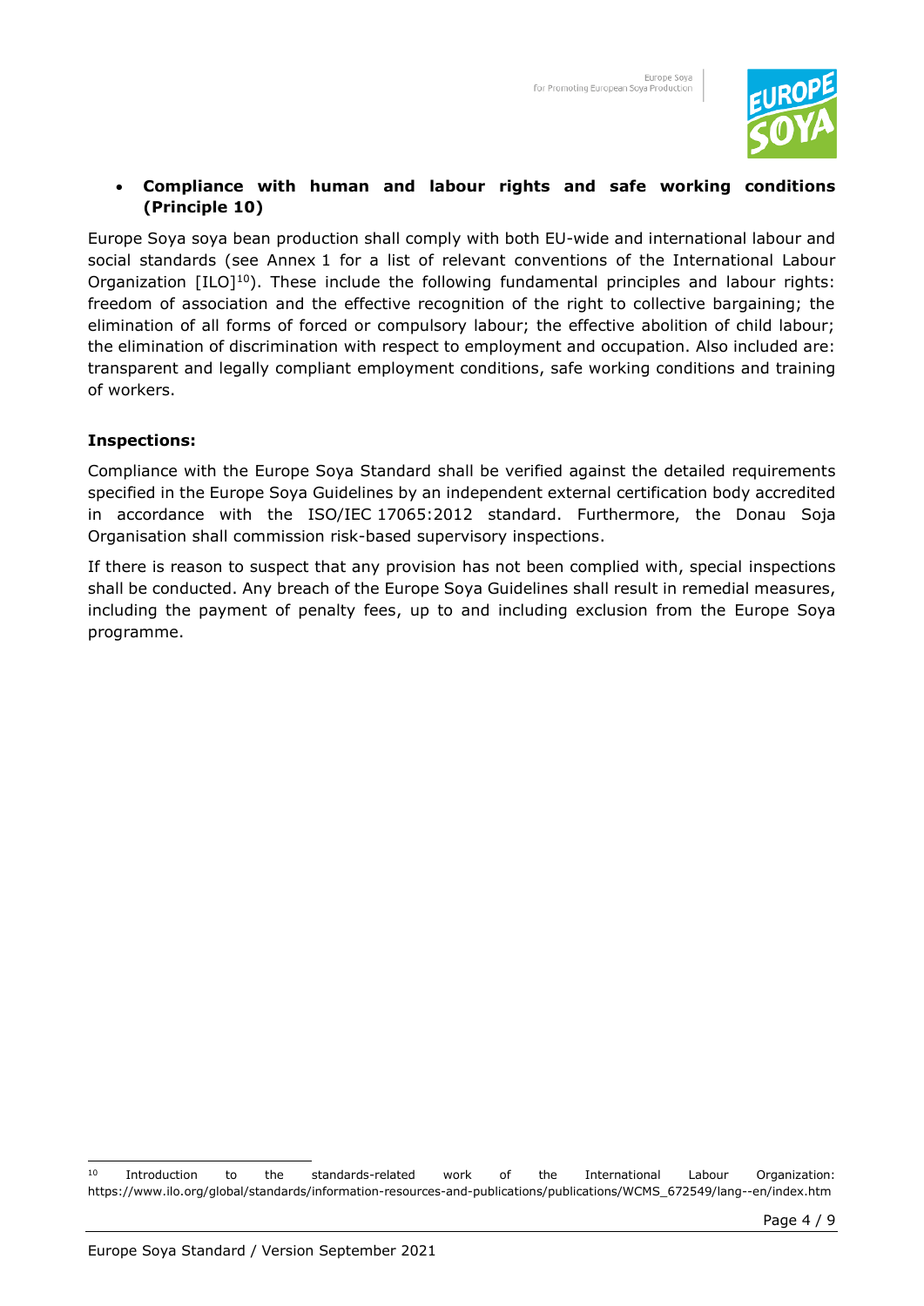- **Compliance with human and labour rights and safe working conditions (Principle 10)**

Europe Soya soya bean production shall comply with both EU-wide and international labour and social standards (see Annex 1 for a list of relevant conventions of the International Labour Organization [ILO][10]). These include the following fundamental principles and labour rights: freedom of association and the effective recognition of the right to collective bargaining; the elimination of all forms of forced or compulsory labour; the effective abolition of child labour; the elimination of discrimination with respect to employment and occupation. Also included are: transparent and legally compliant employment conditions, safe working conditions and training of workers.

**Inspections:**

Compliance with the Europe Soya Standard shall be verified against the detailed requirements specified in the Europe Soya Guidelines by an independent external certification body accredited in accordance with the ISO/IEC 17065:2012 standard. Furthermore, the Donau Soja Organisation shall commission risk-based supervisory inspections.

If there is reason to suspect that any provision has not been complied with, special inspections shall be conducted. Any breach of the Europe Soya Guidelines shall result in remedial measures, including the payment of penalty fees, up to and including exclusion from the Europe Soya programme.

[10] Introduction to the standards-related work of the International Labour Organization: https://www.ilo.org/global/standards/information-resources-and-publications/publications/WCMS_672549/lang--en/index.htm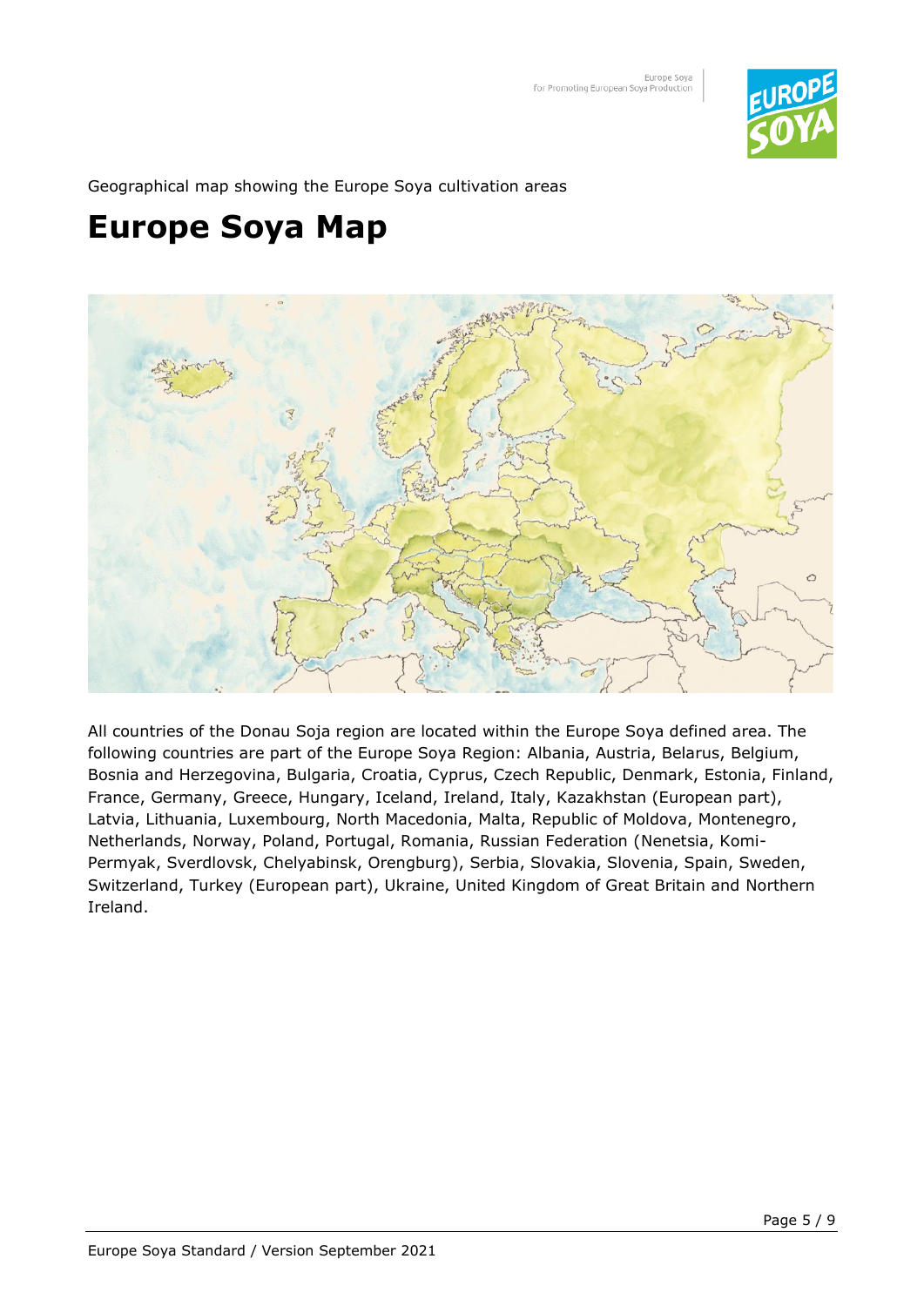Geographical map showing the Europe Soya cultivation areas

# Europe Soya Map

All countries of the Donau Soja region are located within the Europe Soya defined area. The following countries are part of the Europe Soya Region: Albania, Austria, Belarus, Belgium, Bosnia and Herzegovina, Bulgaria, Croatia, Cyprus, Czech Republic, Denmark, Estonia, Finland, France, Germany, Greece, Hungary, Iceland, Ireland, Italy, Kazakhstan (European part), Latvia, Lithuania, Luxembourg, North Macedonia, Malta, Republic of Moldova, Montenegro, Netherlands, Norway, Poland, Portugal, Romania, Russian Federation (Nenetsia, Komi-Permyak, Sverdlovsk, Chelyabinsk, Orengburg), Serbia, Slovakia, Slovenia, Spain, Sweden, Switzerland, Turkey (European part), Ukraine, United Kingdom of Great Britain and Northern Ireland.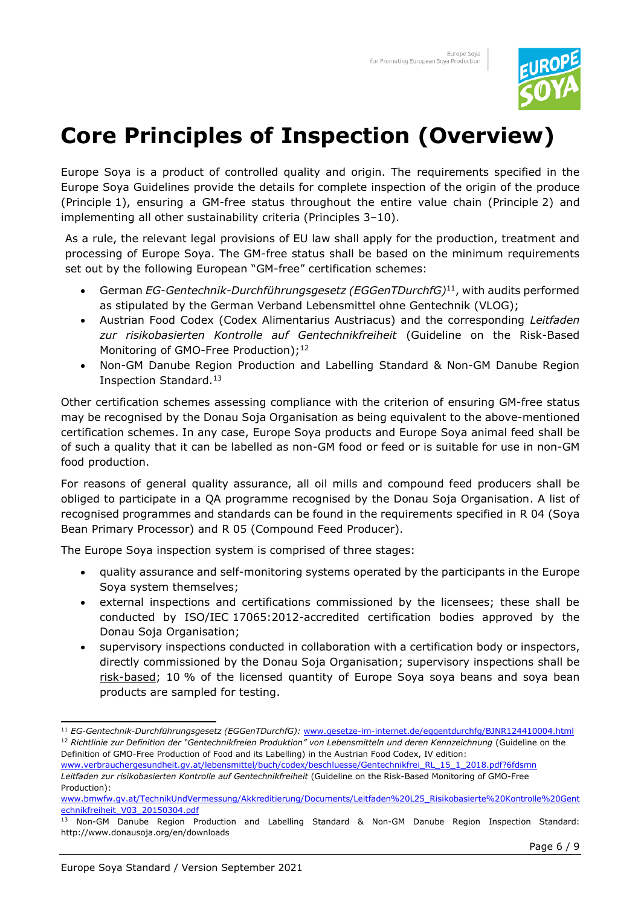# Core Principles of Inspection (Overview)

Europe Soya is a product of controlled quality and origin. The requirements specified in the Europe Soya Guidelines provide the details for complete inspection of the origin of the produce (Principle 1), ensuring a GM-free status throughout the entire value chain (Principle 2) and implementing all other sustainability criteria (Principles 3–10).

As a rule, the relevant legal provisions of EU law shall apply for the production, treatment and processing of Europe Soya. The GM-free status shall be based on the minimum requirements set out by the following European "GM-free" certification schemes:

- German *EG-Gentechnik-Durchführungsgesetz (EGGenTDurchfG)*[11], with audits performed as stipulated by the German Verband Lebensmittel ohne Gentechnik (VLOG);
- Austrian Food Codex (Codex Alimentarius Austriacus) and the corresponding *Leitfaden zur risikobasierten Kontrolle auf Gentechnikfreiheit* (Guideline on the Risk-Based Monitoring of GMO-Free Production);[12]
- Non-GM Danube Region Production and Labelling Standard & Non-GM Danube Region Inspection Standard.[13]

Other certification schemes assessing compliance with the criterion of ensuring GM-free status may be recognised by the Donau Soja Organisation as being equivalent to the above-mentioned certification schemes. In any case, Europe Soya products and Europe Soya animal feed shall be of such a quality that it can be labelled as non-GM food or feed or is suitable for use in non-GM food production.

For reasons of general quality assurance, all oil mills and compound feed producers shall be obliged to participate in a QA programme recognised by the Donau Soja Organisation. A list of recognised programmes and standards can be found in the requirements specified in R 04 (Soya Bean Primary Processor) and R 05 (Compound Feed Producer).

The Europe Soya inspection system is comprised of three stages:

- quality assurance and self-monitoring systems operated by the participants in the Europe Soya system themselves;
- external inspections and certifications commissioned by the licensees; these shall be conducted by ISO/IEC 17065:2012-accredited certification bodies approved by the Donau Soja Organisation;
- supervisory inspections conducted in collaboration with a certification body or inspectors, directly commissioned by the Donau Soja Organisation; supervisory inspections shall be risk-based; 10 % of the licensed quantity of Europe Soya soya beans and soya bean products are sampled for testing.

---

[11] *EG-Gentechnik-Durchführungsgesetz (EGGenTDurchfG):* www.gesetze-im-internet.de/eggentdurchfg/BJNR124410004.html

[12] *Richtlinie zur Definition der "Gentechnikfreien Produktion" von Lebensmitteln und deren Kennzeichnung* (Guideline on the Definition of GMO-Free Production of Food and its Labelling) in the Austrian Food Codex, IV edition: www.verbrauchergesundheit.gv.at/lebensmittel/buch/codex/beschluesse/Gentechnikfrei_RL_15_1_2018.pdf?6fdsmn
*Leitfaden zur risikobasierten Kontrolle auf Gentechnikfreiheit* (Guideline on the Risk-Based Monitoring of GMO-Free Production): www.bmwfw.gv.at/TechnikUndVermessung/Akkreditierung/Documents/Leitfaden%20L25_Risikobasierte%20Kontrolle%20Gentechnikfreiheit_V03_20150304.pdf

[13] Non-GM Danube Region Production and Labelling Standard & Non-GM Danube Region Inspection Standard: http://www.donausoja.org/en/downloads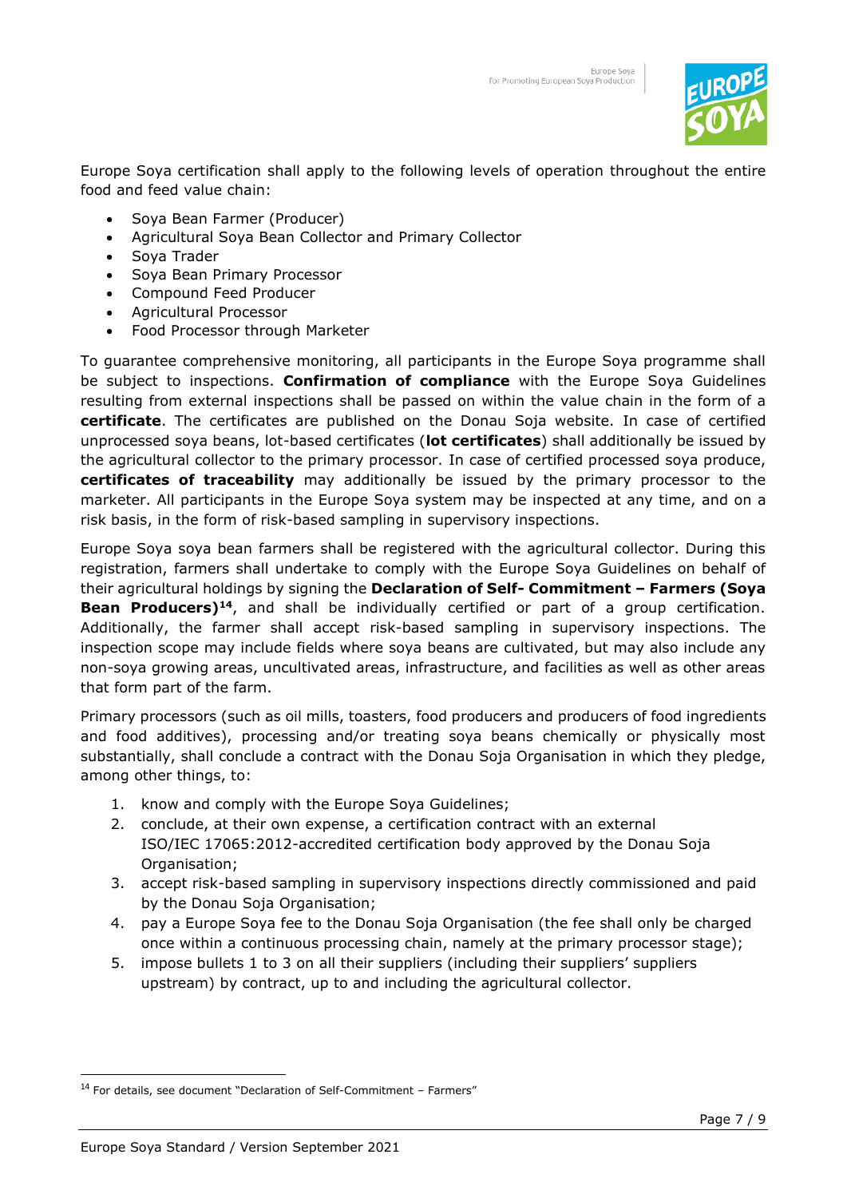Europe Soya certification shall apply to the following levels of operation throughout the entire food and feed value chain:

- Soya Bean Farmer (Producer)
- Agricultural Soya Bean Collector and Primary Collector
- Soya Trader
- Soya Bean Primary Processor
- Compound Feed Producer
- Agricultural Processor
- Food Processor through Marketer

To guarantee comprehensive monitoring, all participants in the Europe Soya programme shall be subject to inspections. **Confirmation of compliance** with the Europe Soya Guidelines resulting from external inspections shall be passed on within the value chain in the form of a **certificate**. The certificates are published on the Donau Soja website. In case of certified unprocessed soya beans, lot-based certificates (**lot certificates**) shall additionally be issued by the agricultural collector to the primary processor. In case of certified processed soya produce, **certificates of traceability** may additionally be issued by the primary processor to the marketer. All participants in the Europe Soya system may be inspected at any time, and on a risk basis, in the form of risk-based sampling in supervisory inspections.

Europe Soya soya bean farmers shall be registered with the agricultural collector. During this registration, farmers shall undertake to comply with the Europe Soya Guidelines on behalf of their agricultural holdings by signing the **Declaration of Self- Commitment – Farmers (Soya Bean Producers)**[14], and shall be individually certified or part of a group certification. Additionally, the farmer shall accept risk-based sampling in supervisory inspections. The inspection scope may include fields where soya beans are cultivated, but may also include any non-soya growing areas, uncultivated areas, infrastructure, and facilities as well as other areas that form part of the farm.

Primary processors (such as oil mills, toasters, food producers and producers of food ingredients and food additives), processing and/or treating soya beans chemically or physically most substantially, shall conclude a contract with the Donau Soja Organisation in which they pledge, among other things, to:

1. know and comply with the Europe Soya Guidelines;
2. conclude, at their own expense, a certification contract with an external ISO/IEC 17065:2012-accredited certification body approved by the Donau Soja Organisation;
3. accept risk-based sampling in supervisory inspections directly commissioned and paid by the Donau Soja Organisation;
4. pay a Europe Soya fee to the Donau Soja Organisation (the fee shall only be charged once within a continuous processing chain, namely at the primary processor stage);
5. impose bullets 1 to 3 on all their suppliers (including their suppliers' suppliers upstream) by contract, up to and including the agricultural collector.

---

[14] For details, see document "Declaration of Self-Commitment – Farmers"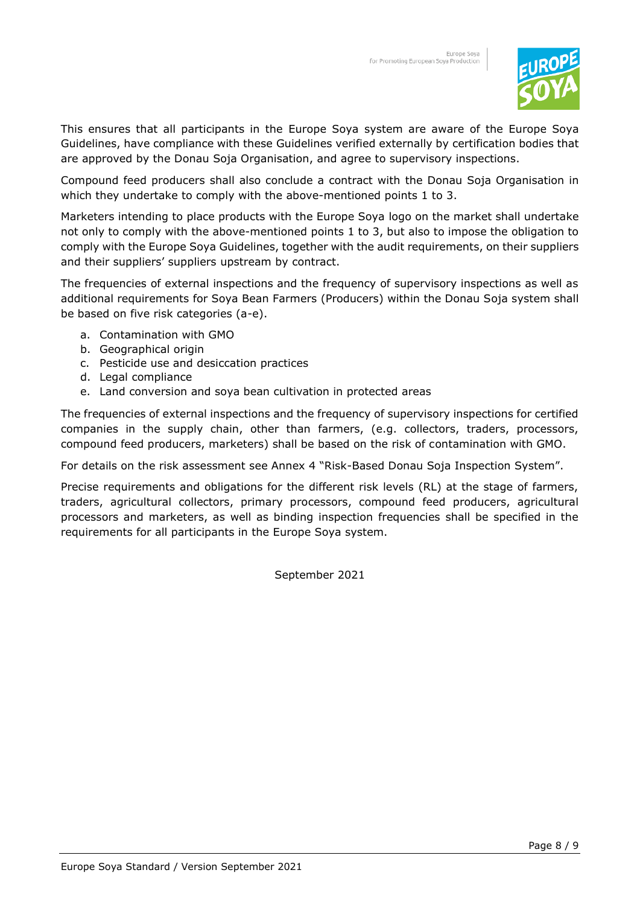This ensures that all participants in the Europe Soya system are aware of the Europe Soya Guidelines, have compliance with these Guidelines verified externally by certification bodies that are approved by the Donau Soja Organisation, and agree to supervisory inspections.

Compound feed producers shall also conclude a contract with the Donau Soja Organisation in which they undertake to comply with the above-mentioned points 1 to 3.

Marketers intending to place products with the Europe Soya logo on the market shall undertake not only to comply with the above-mentioned points 1 to 3, but also to impose the obligation to comply with the Europe Soya Guidelines, together with the audit requirements, on their suppliers and their suppliers' suppliers upstream by contract.

The frequencies of external inspections and the frequency of supervisory inspections as well as additional requirements for Soya Bean Farmers (Producers) within the Donau Soja system shall be based on five risk categories (a-e).

a. Contamination with GMO
b. Geographical origin
c. Pesticide use and desiccation practices
d. Legal compliance
e. Land conversion and soya bean cultivation in protected areas

The frequencies of external inspections and the frequency of supervisory inspections for certified companies in the supply chain, other than farmers, (e.g. collectors, traders, processors, compound feed producers, marketers) shall be based on the risk of contamination with GMO.

For details on the risk assessment see Annex 4 "Risk-Based Donau Soja Inspection System".

Precise requirements and obligations for the different risk levels (RL) at the stage of farmers, traders, agricultural collectors, primary processors, compound feed producers, agricultural processors and marketers, as well as binding inspection frequencies shall be specified in the requirements for all participants in the Europe Soya system.

September 2021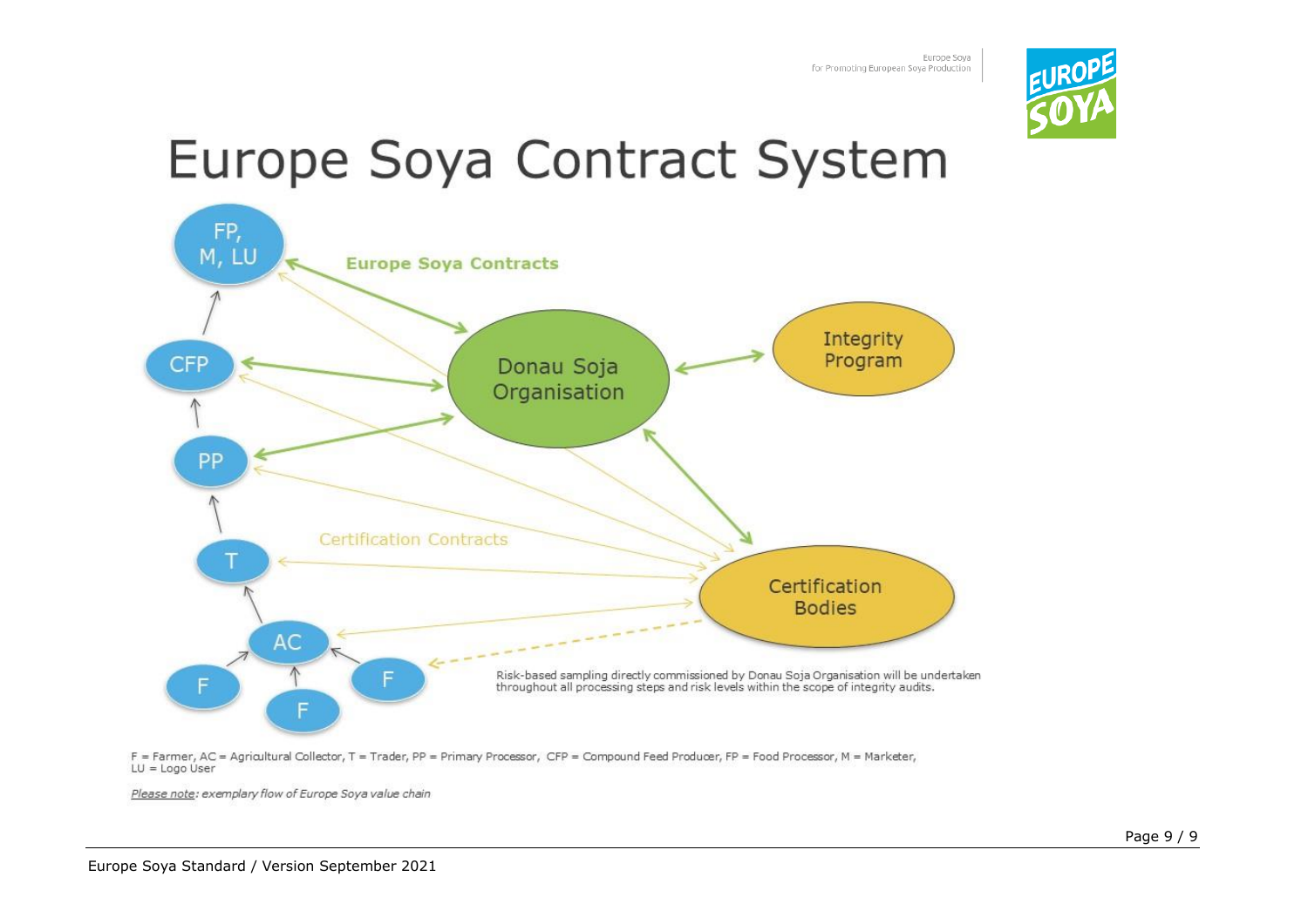# Europe Soya Contract System

FP, M, LU

Europe Soya Contracts

CFP

Donau Soja Organisation

Integrity Program

PP

Certification Contracts

T

Certification Bodies

AC

F

F

F

Risk-based sampling directly commissioned by Donau Soja Organisation will be undertaken throughout all processing steps and risk levels within the scope of integrity audits.

F = Farmer, AC = Agricultural Collector, T = Trader, PP = Primary Processor, CFP = Compound Feed Producer, FP = Food Processor, M = Marketer, LU = Logo User

*Please note: exemplary flow of Europe Soya value chain*